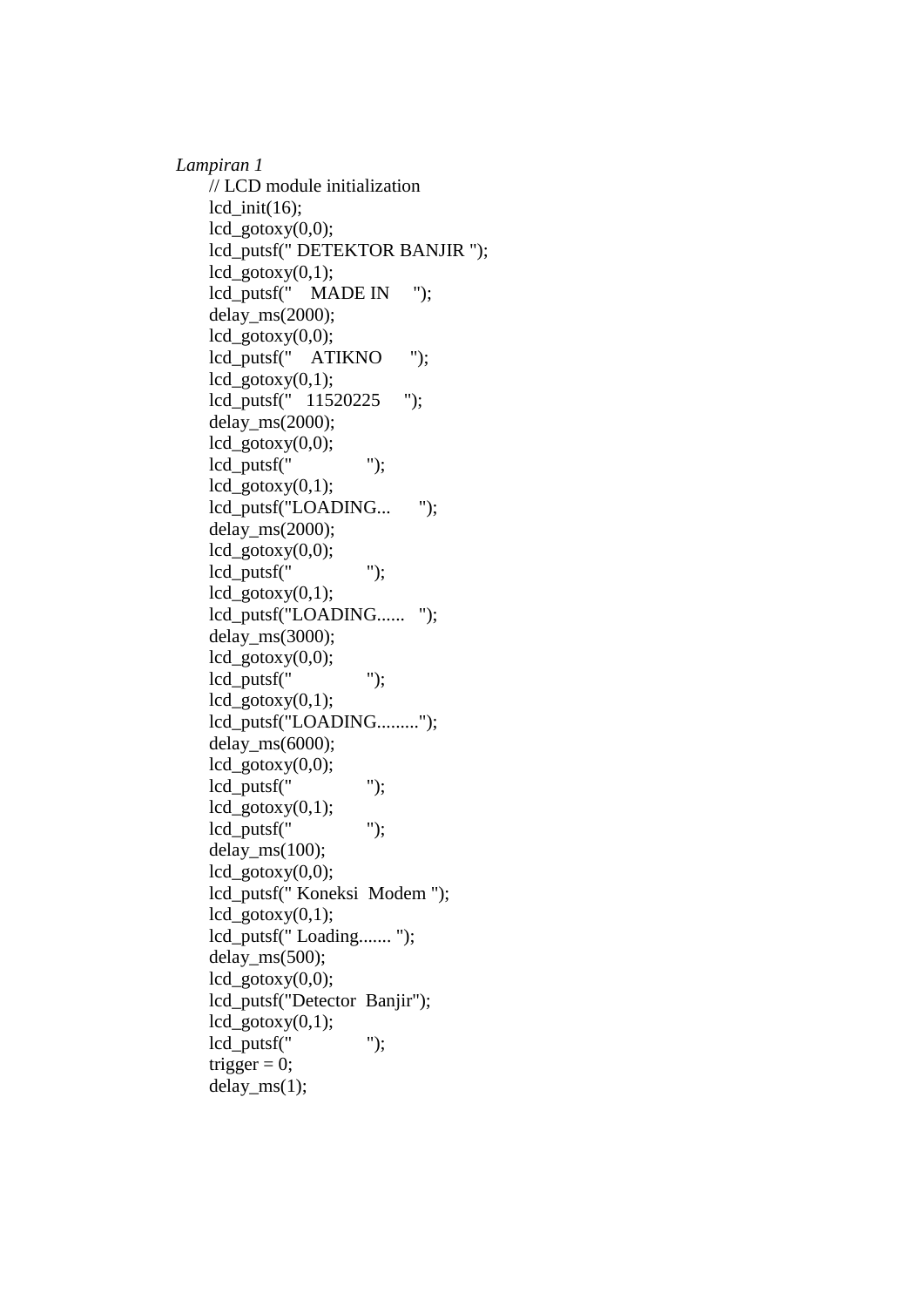*Lampiran 1*

```
// LCD module initialization
lcd_init(16);
lcd_gotoxy(0,0);
lcd_putsf(" DETEKTOR BANJIR ");
lcd_gotoxy(0,1);
lcd_putsf("    MADE IN     ");
delay_ms(2000);
lcd_gotoxy(0,0);
lcd_putsf("    ATIKNO      ");
lcd_gotoxy(0,1);
lcd_putsf("   11520225     ");
delay_ms(2000);
lcd_gotoxy(0,0);
lcd_putsf("                ");
lcd_gotoxy(0,1);
lcd_putsf("LOADING...      ");
delay_ms(2000);
lcd_gotoxy(0,0);
lcd_putsf("                ");
lcd_gotoxy(0,1);
lcd_putsf("LOADING......   ");
delay_ms(3000);
lcd_gotoxy(0,0);
lcd_putsf("                ");
lcd_gotoxy(0,1);
lcd_putsf("LOADING.........");
delay_ms(6000);
lcd_gotoxy(0,0);
lcd_putsf("                ");
lcd_gotoxy(0,1);
lcd_putsf("                ");
delay_ms(100);
lcd_gotoxy(0,0);
lcd_putsf(" Koneksi  Modem ");
lcd_gotoxy(0,1);
lcd_putsf(" Loading....... ");
delay_ms(500);
lcd_gotoxy(0,0);
lcd_putsf("Detector  Banjir");
lcd_gotoxy(0,1);
lcd_putsf("                ");
trigger = 0;
delay_ms(1);
```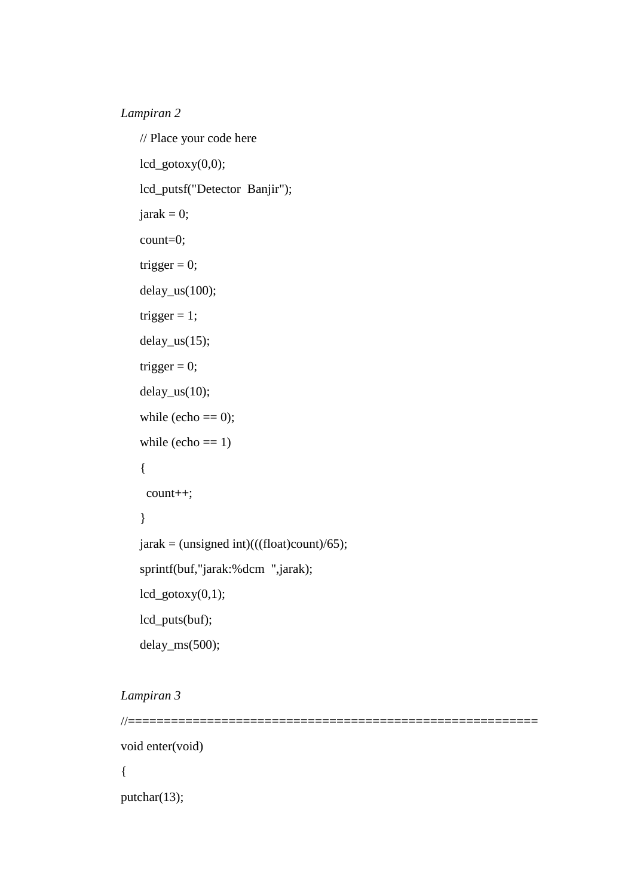*Lampiran 2*

```
// Place your code here
lcd_gotoxy(0,0);
lcd_putsf("Detector  Banjir");
jarak = 0;
count=0;
trigger = 0;
delay_us(100);
trigger = 1;
delay_us(15);
trigger = 0;
delay_us(10);
while (echo == 0);
while (echo == 1)
{
  count++;
}
jarak = (unsigned int)(((float)count)/65);
sprintf(buf,"jarak:%dcm  ",jarak);
lcd_gotoxy(0,1);
lcd_puts(buf);
delay_ms(500);
```

*Lampiran 3*

```
//==========================================================
void enter(void)
{
putchar(13);
```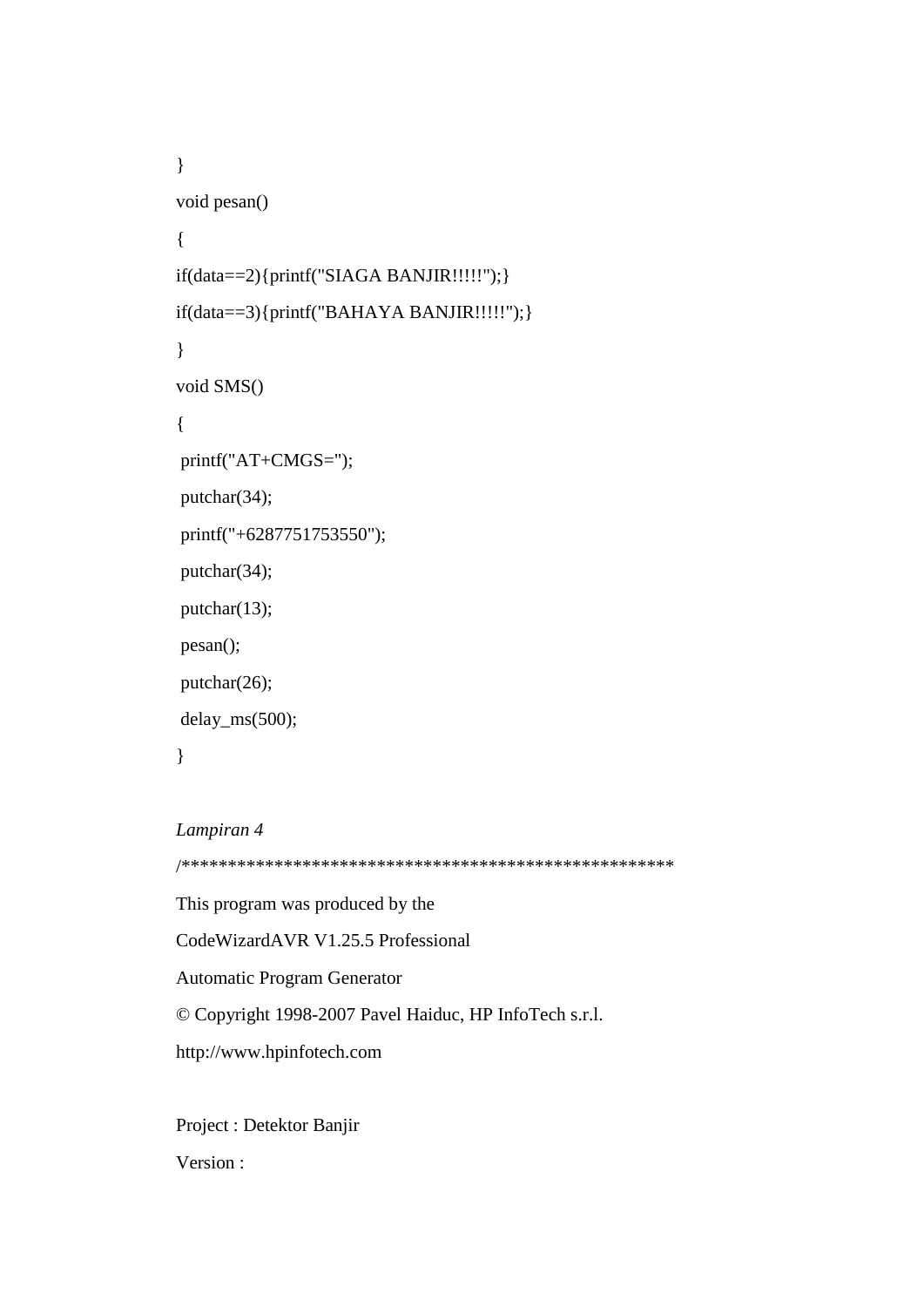```
}
void pesan()
{
if(data==2){printf("SIAGA BANJIR!!!!!");}
if(data==3){printf("BAHAYA BANJIR!!!!!");}
}
void SMS()
{
 printf("AT+CMGS=");
 putchar(34);
 printf("+6287751753550");
 putchar(34);
 putchar(13);
 pesan();
 putchar(26);
 delay_ms(500);
}
```

*Lampiran 4*

```
/*****************************************************
This program was produced by the
CodeWizardAVR V1.25.5 Professional
Automatic Program Generator
© Copyright 1998-2007 Pavel Haiduc, HP InfoTech s.r.l.
http://www.hpinfotech.com

Project : Detektor Banjir
Version :
```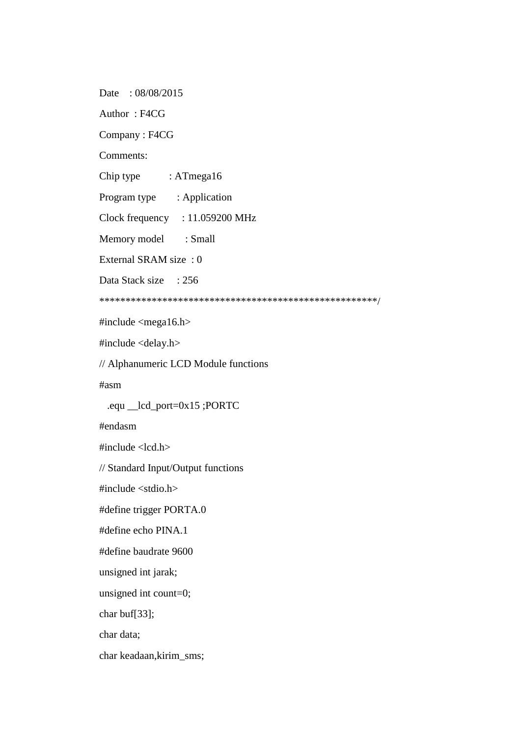```
Date    : 08/08/2015
Author  : F4CG
Company : F4CG
Comments:
Chip type           : ATmega16
Program type        : Application
Clock frequency     : 11.059200 MHz
Memory model        : Small
External SRAM size  : 0
Data Stack size     : 256
*****************************************************/
#include <mega16.h>
#include <delay.h>
// Alphanumeric LCD Module functions
#asm
   .equ __lcd_port=0x15 ;PORTC
#endasm
#include <lcd.h>
// Standard Input/Output functions
#include <stdio.h>
#define trigger PORTA.0
#define echo PINA.1
#define baudrate 9600
unsigned int jarak;
unsigned int count=0;
char buf[33];
char data;
char keadaan,kirim_sms;
```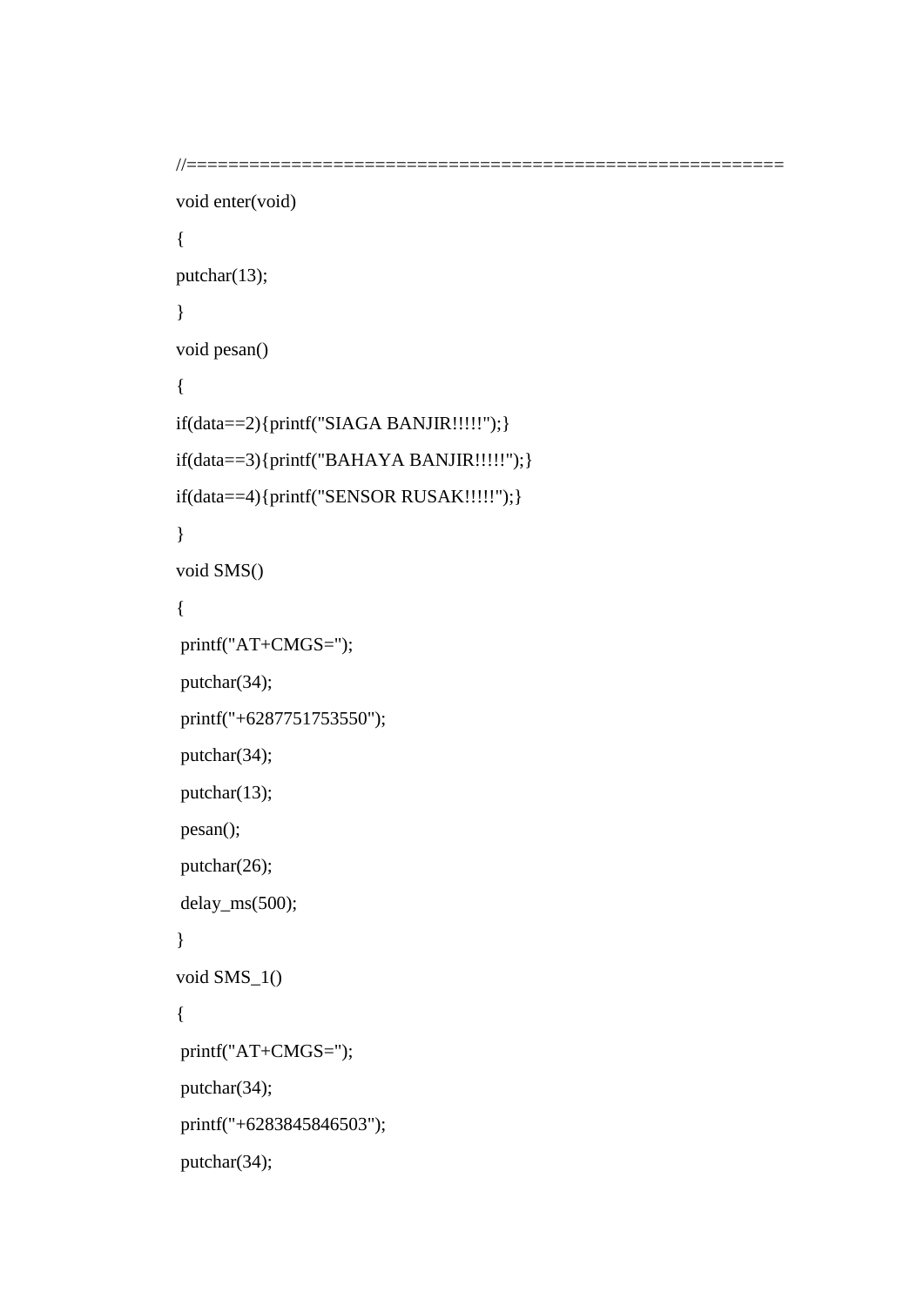```
//=========================================================
void enter(void)
{
putchar(13);
}
void pesan()
{
if(data==2){printf("SIAGA BANJIR!!!!!");}
if(data==3){printf("BAHAYA BANJIR!!!!!");}
if(data==4){printf("SENSOR RUSAK!!!!!");}
}
void SMS()
{
 printf("AT+CMGS=");
 putchar(34);
 printf("+6287751753550");
 putchar(34);
 putchar(13);
 pesan();
 putchar(26);
 delay_ms(500);
}
void SMS_1()
{
 printf("AT+CMGS=");
 putchar(34);
 printf("+6283845846503");
 putchar(34);
```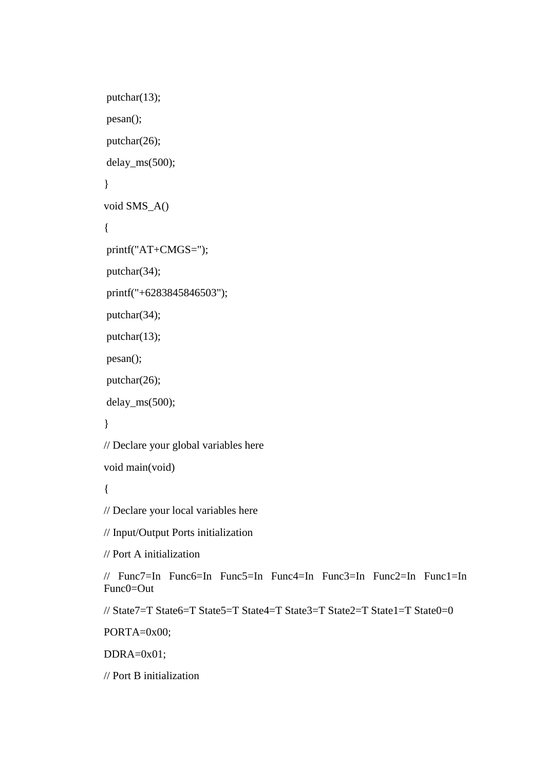```
 putchar(13);
 pesan();
 putchar(26);
 delay_ms(500);
}
void SMS_A()
{
 printf("AT+CMGS=");
 putchar(34);
 printf("+6283845846503");
 putchar(34);
 putchar(13);
 pesan();
 putchar(26);
 delay_ms(500);
}
// Declare your global variables here
void main(void)
{
// Declare your local variables here
// Input/Output Ports initialization
// Port A initialization
// Func7=In Func6=In Func5=In Func4=In Func3=In Func2=In Func1=In Func0=Out
// State7=T State6=T State5=T State4=T State3=T State2=T State1=T State0=0
PORTA=0x00;
DDRA=0x01;
// Port B initialization
```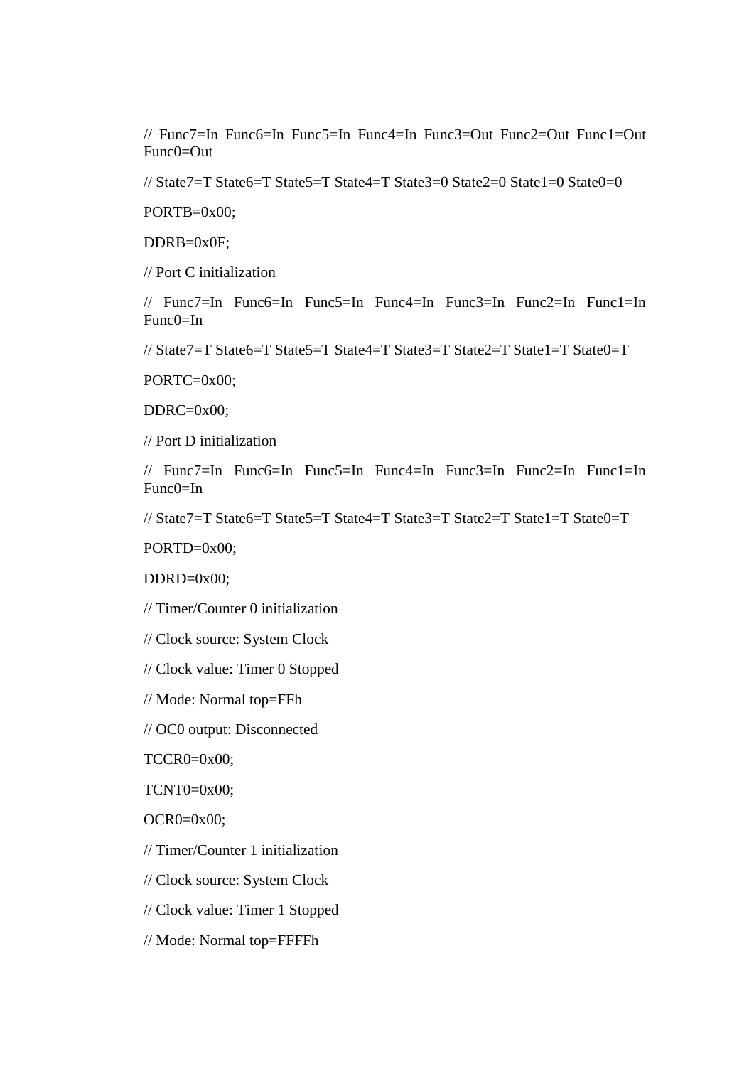```
// Func7=In Func6=In Func5=In Func4=In Func3=Out Func2=Out Func1=Out Func0=Out

// State7=T State6=T State5=T State4=T State3=0 State2=0 State1=0 State0=0

PORTB=0x00;

DDRB=0x0F;

// Port C initialization

// Func7=In Func6=In Func5=In Func4=In Func3=In Func2=In Func1=In Func0=In

// State7=T State6=T State5=T State4=T State3=T State2=T State1=T State0=T

PORTC=0x00;

DDRC=0x00;

// Port D initialization

// Func7=In Func6=In Func5=In Func4=In Func3=In Func2=In Func1=In Func0=In

// State7=T State6=T State5=T State4=T State3=T State2=T State1=T State0=T

PORTD=0x00;

DDRD=0x00;

// Timer/Counter 0 initialization

// Clock source: System Clock

// Clock value: Timer 0 Stopped

// Mode: Normal top=FFh

// OC0 output: Disconnected

TCCR0=0x00;

TCNT0=0x00;

OCR0=0x00;

// Timer/Counter 1 initialization

// Clock source: System Clock

// Clock value: Timer 1 Stopped

// Mode: Normal top=FFFFh
```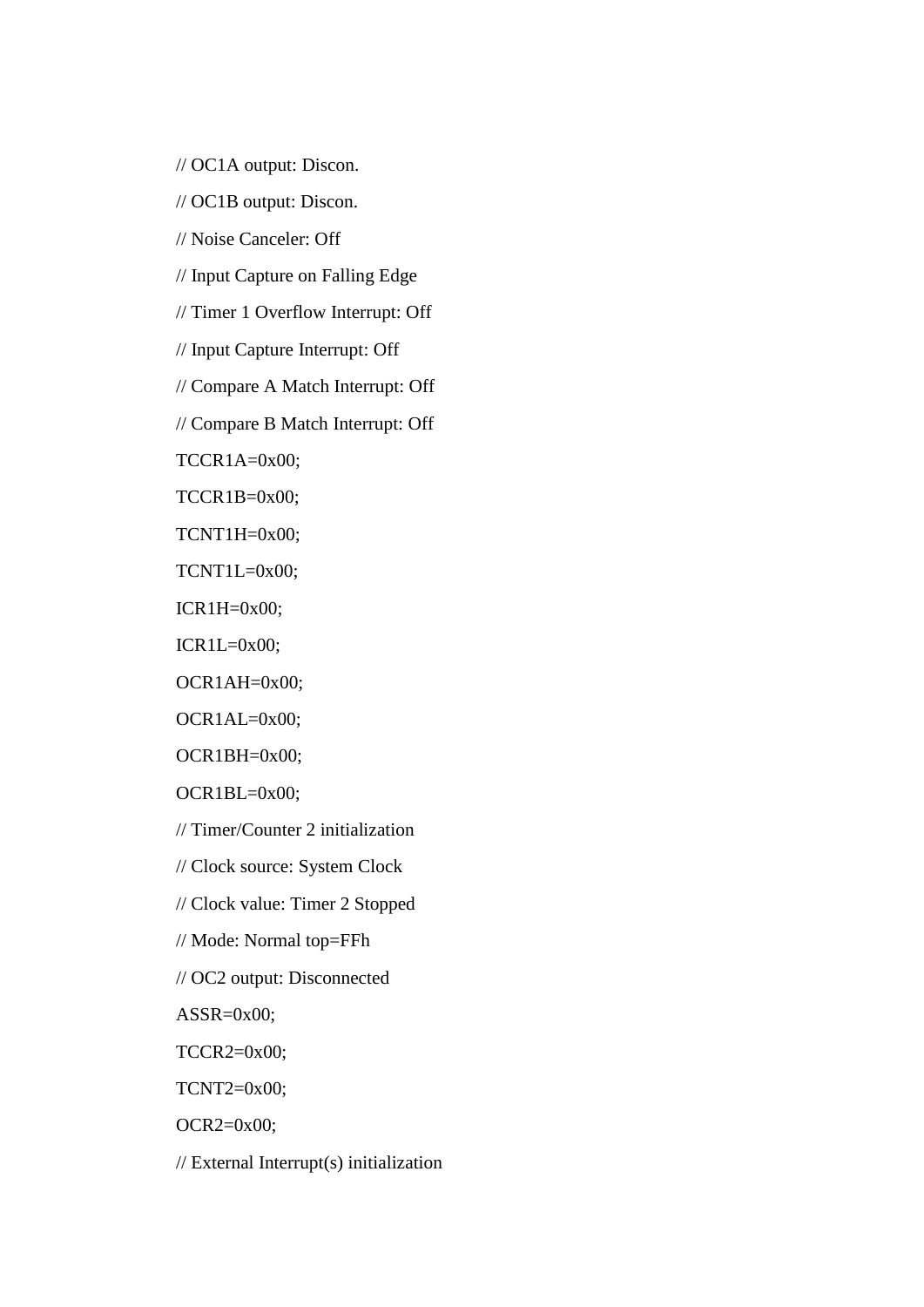```
// OC1A output: Discon.
// OC1B output: Discon.
// Noise Canceler: Off
// Input Capture on Falling Edge
// Timer 1 Overflow Interrupt: Off
// Input Capture Interrupt: Off
// Compare A Match Interrupt: Off
// Compare B Match Interrupt: Off
TCCR1A=0x00;
TCCR1B=0x00;
TCNT1H=0x00;
TCNT1L=0x00;
ICR1H=0x00;
ICR1L=0x00;
OCR1AH=0x00;
OCR1AL=0x00;
OCR1BH=0x00;
OCR1BL=0x00;
// Timer/Counter 2 initialization
// Clock source: System Clock
// Clock value: Timer 2 Stopped
// Mode: Normal top=FFh
// OC2 output: Disconnected
ASSR=0x00;
TCCR2=0x00;
TCNT2=0x00;
OCR2=0x00;
// External Interrupt(s) initialization
```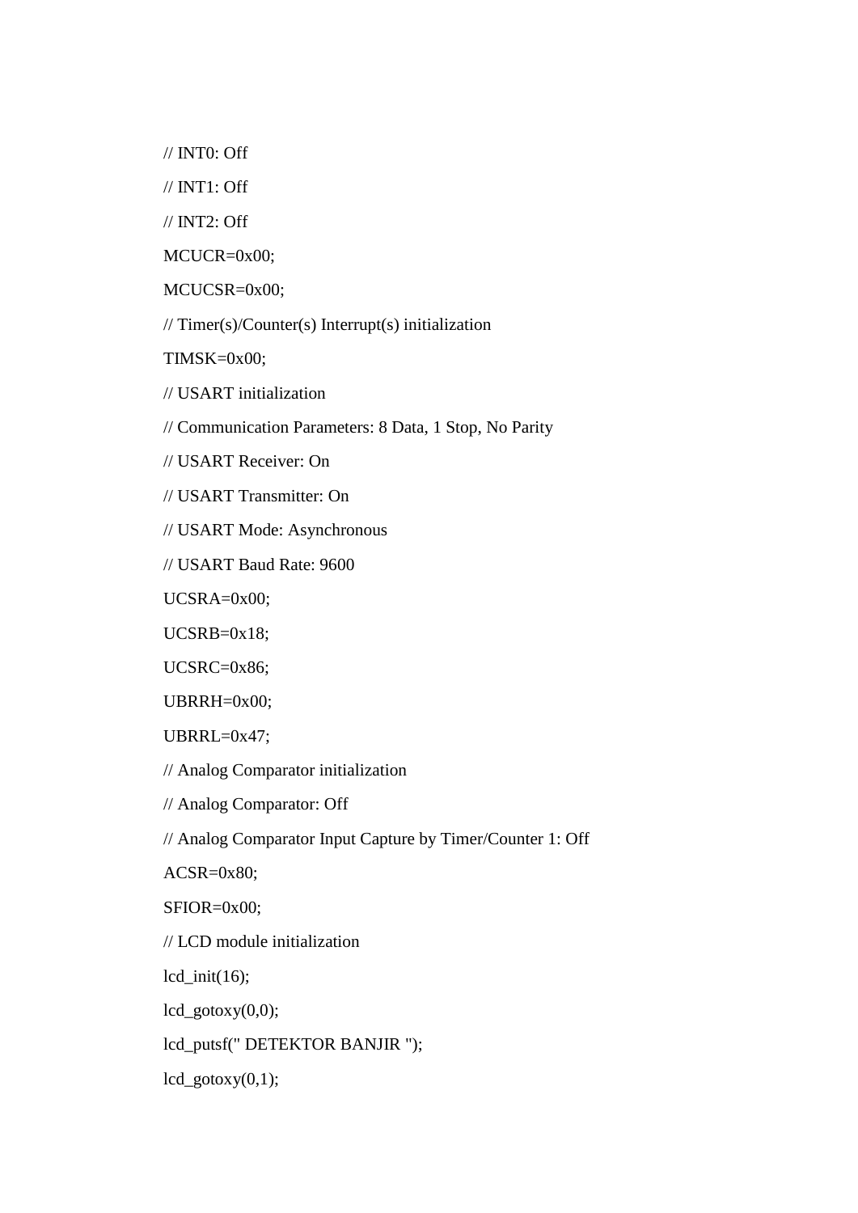```
// INT0: Off
// INT1: Off
// INT2: Off
MCUCR=0x00;
MCUCSR=0x00;
// Timer(s)/Counter(s) Interrupt(s) initialization
TIMSK=0x00;
// USART initialization
// Communication Parameters: 8 Data, 1 Stop, No Parity
// USART Receiver: On
// USART Transmitter: On
// USART Mode: Asynchronous
// USART Baud Rate: 9600
UCSRA=0x00;
UCSRB=0x18;
UCSRC=0x86;
UBRRH=0x00;
UBRRL=0x47;
// Analog Comparator initialization
// Analog Comparator: Off
// Analog Comparator Input Capture by Timer/Counter 1: Off
ACSR=0x80;
SFIOR=0x00;
// LCD module initialization
lcd_init(16);
lcd_gotoxy(0,0);
lcd_putsf(" DETEKTOR BANJIR ");
lcd_gotoxy(0,1);
```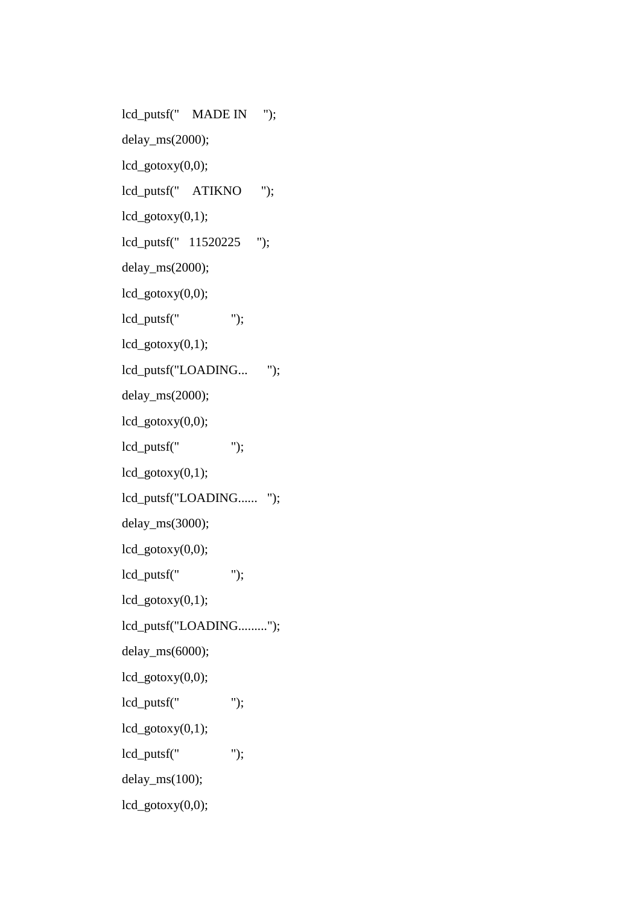```
lcd_putsf("    MADE IN     ");
delay_ms(2000);
lcd_gotoxy(0,0);
lcd_putsf("    ATIKNO      ");
lcd_gotoxy(0,1);
lcd_putsf("   11520225     ");
delay_ms(2000);
lcd_gotoxy(0,0);
lcd_putsf("                ");
lcd_gotoxy(0,1);
lcd_putsf("LOADING...      ");
delay_ms(2000);
lcd_gotoxy(0,0);
lcd_putsf("                ");
lcd_gotoxy(0,1);
lcd_putsf("LOADING......   ");
delay_ms(3000);
lcd_gotoxy(0,0);
lcd_putsf("                ");
lcd_gotoxy(0,1);
lcd_putsf("LOADING.........");
delay_ms(6000);
lcd_gotoxy(0,0);
lcd_putsf("                ");
lcd_gotoxy(0,1);
lcd_putsf("                ");
delay_ms(100);
lcd_gotoxy(0,0);
```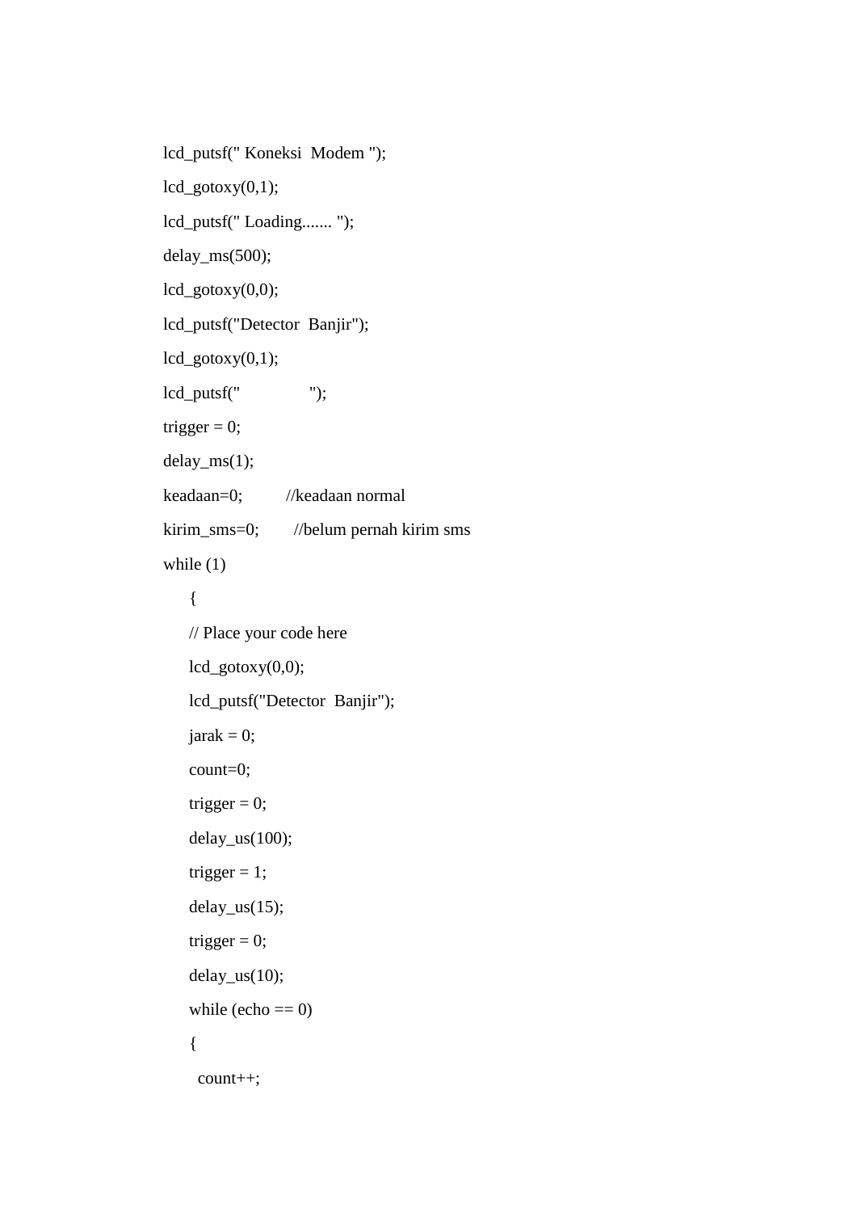```
lcd_putsf(" Koneksi  Modem ");
lcd_gotoxy(0,1);
lcd_putsf(" Loading....... ");
delay_ms(500);
lcd_gotoxy(0,0);
lcd_putsf("Detector  Banjir");
lcd_gotoxy(0,1);
lcd_putsf("                ");
trigger = 0;
delay_ms(1);
keadaan=0;          //keadaan normal
kirim_sms=0;        //belum pernah kirim sms
while (1)
    {
    // Place your code here
    lcd_gotoxy(0,0);
    lcd_putsf("Detector  Banjir");
    jarak = 0;
    count=0;
    trigger = 0;
    delay_us(100);
    trigger = 1;
    delay_us(15);
    trigger = 0;
    delay_us(10);
    while (echo == 0)
    {
      count++;
```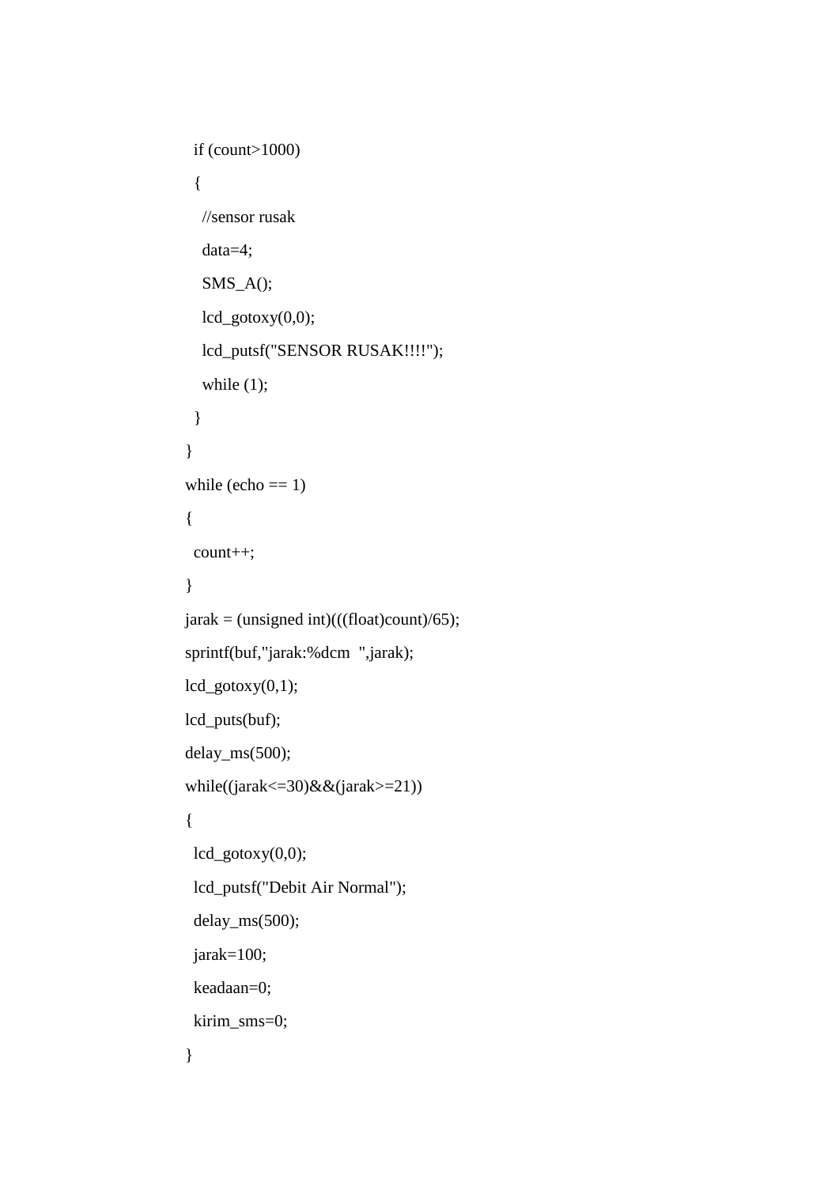```
  if (count>1000)
  {
    //sensor rusak
    data=4;
    SMS_A();
    lcd_gotoxy(0,0);
    lcd_putsf("SENSOR RUSAK!!!!");
    while (1);
  }
}
while (echo == 1)
{
  count++;
}
jarak = (unsigned int)(((float)count)/65);
sprintf(buf,"jarak:%dcm  ",jarak);
lcd_gotoxy(0,1);
lcd_puts(buf);
delay_ms(500);
while((jarak<=30)&&(jarak>=21))
{
  lcd_gotoxy(0,0);
  lcd_putsf("Debit Air Normal");
  delay_ms(500);
  jarak=100;
  keadaan=0;
  kirim_sms=0;
}
```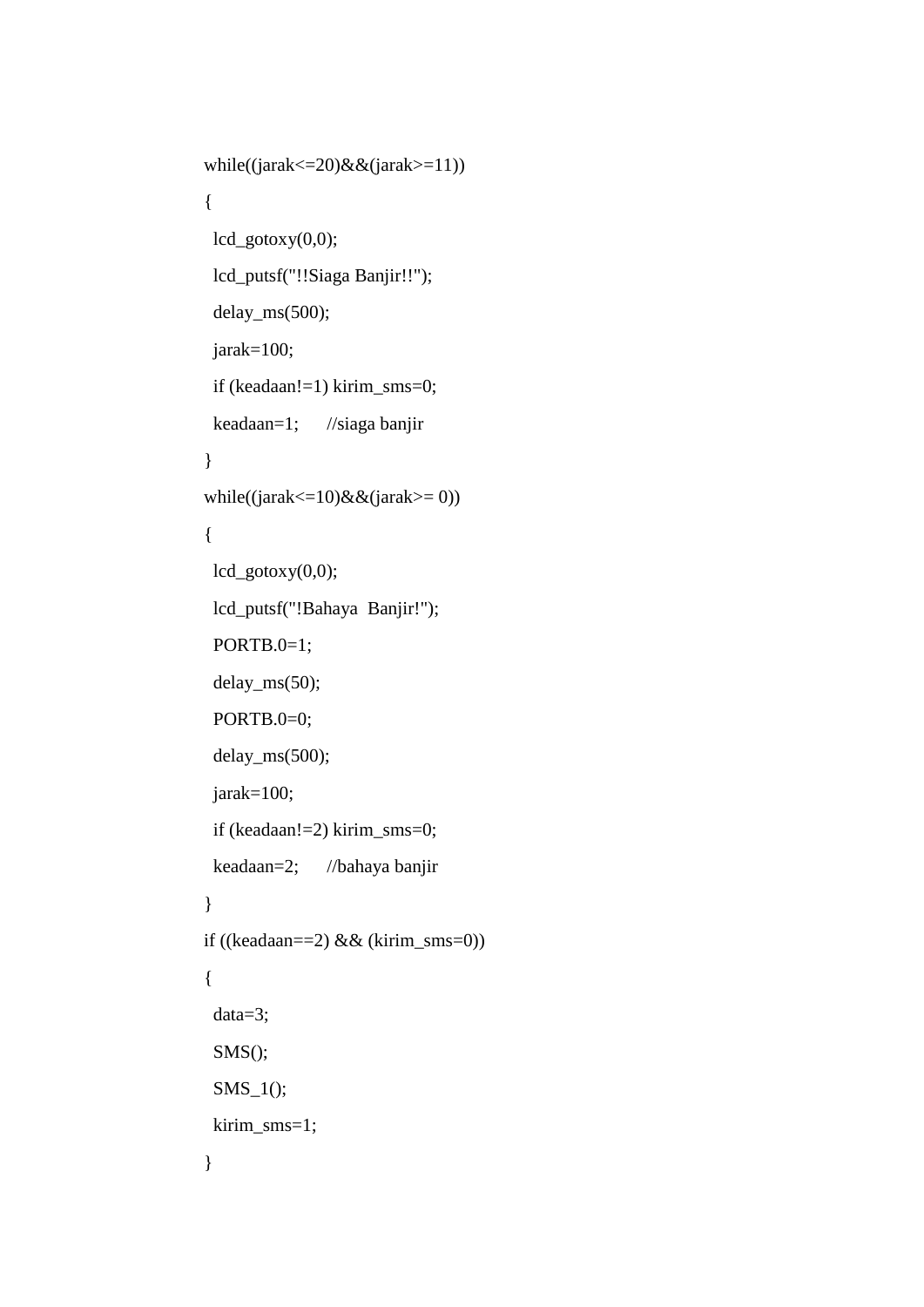```
while((jarak<=20)&&(jarak>=11))
{
  lcd_gotoxy(0,0);
  lcd_putsf("!!Siaga Banjir!!");
  delay_ms(500);
  jarak=100;
  if (keadaan!=1) kirim_sms=0;
  keadaan=1;      //siaga banjir
}
while((jarak<=10)&&(jarak>= 0))
{
  lcd_gotoxy(0,0);
  lcd_putsf("!Bahaya  Banjir!");
  PORTB.0=1;
  delay_ms(50);
  PORTB.0=0;
  delay_ms(500);
  jarak=100;
  if (keadaan!=2) kirim_sms=0;
  keadaan=2;      //bahaya banjir
}
if ((keadaan==2) && (kirim_sms=0))
{
  data=3;
  SMS();
  SMS_1();
  kirim_sms=1;
}
```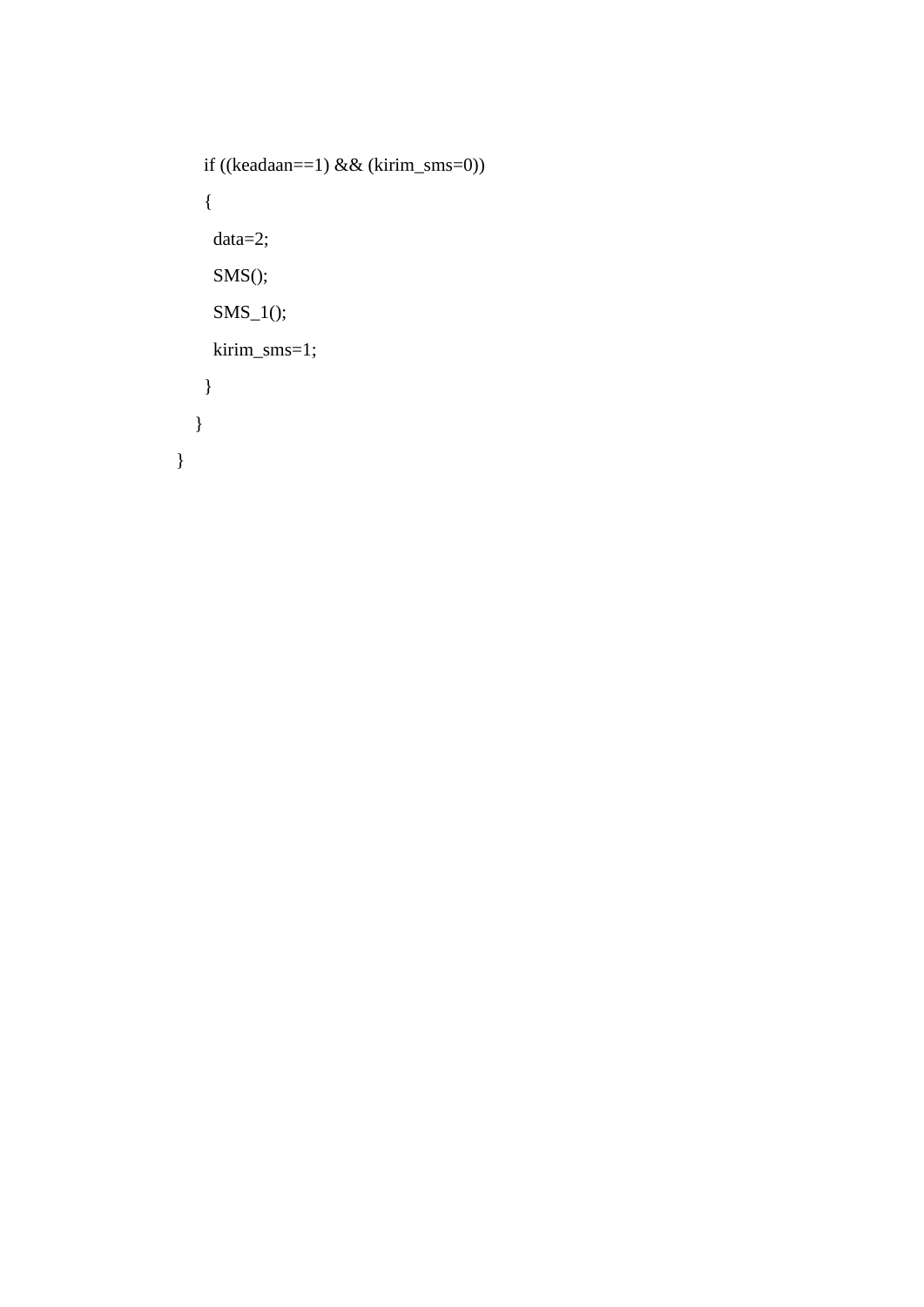```
      if ((keadaan==1) && (kirim_sms=0))
      {
        data=2;
        SMS();
        SMS_1();
        kirim_sms=1;
      }
    }
}
```